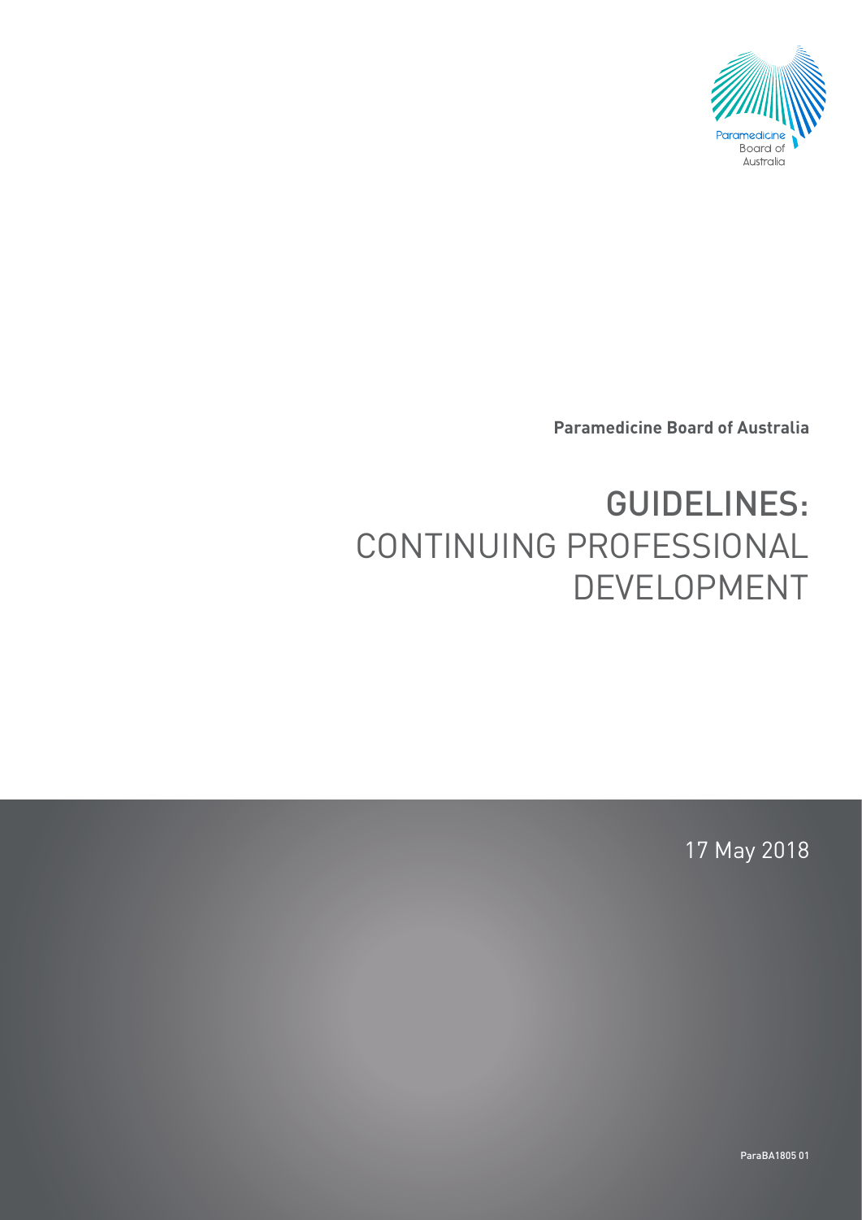Paramedicine Board of Australia

**Paramedicine Board of Australia**

# GUIDELINES: CONTINUING PROFESSIONAL DEVELOPMENT

17 May 2018

ParaBA1805 01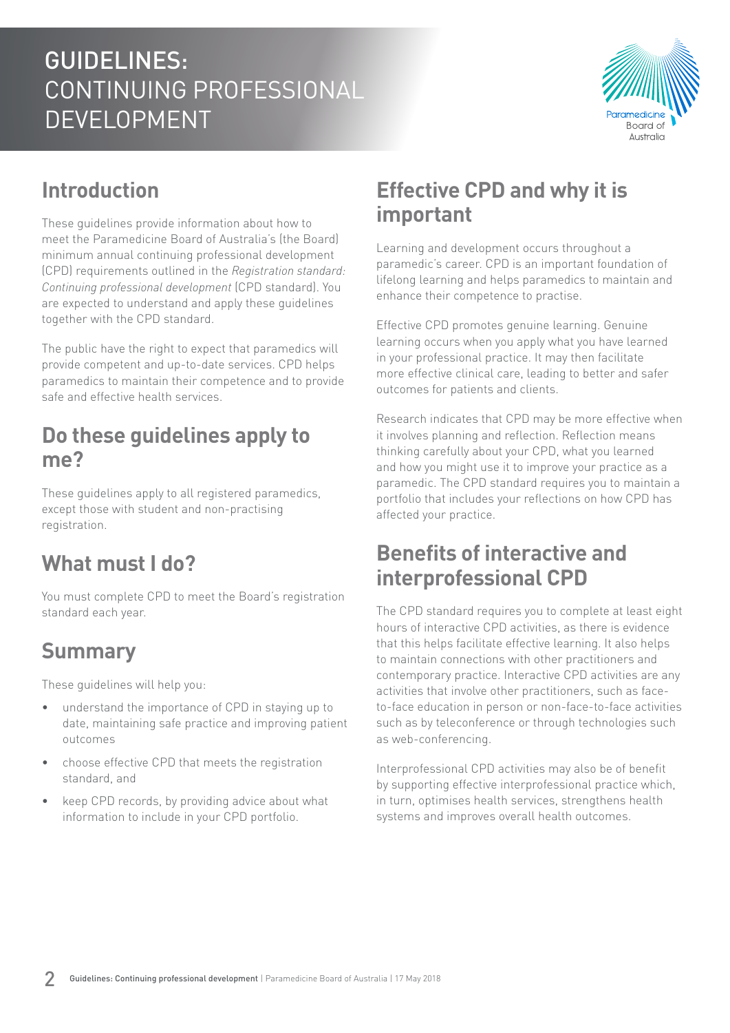# GUIDELINES: CONTINUING PROFESSIONAL DEVELOPMENT

## Introduction

These guidelines provide information about how to meet the Paramedicine Board of Australia's (the Board) minimum annual continuing professional development (CPD) requirements outlined in the *Registration standard: Continuing professional development* (CPD standard). You are expected to understand and apply these guidelines together with the CPD standard.

The public have the right to expect that paramedics will provide competent and up-to-date services. CPD helps paramedics to maintain their competence and to provide safe and effective health services.

## Do these guidelines apply to me?

These guidelines apply to all registered paramedics, except those with student and non-practising registration.

## What must I do?

You must complete CPD to meet the Board's registration standard each year.

## Summary

These guidelines will help you:

- understand the importance of CPD in staying up to date, maintaining safe practice and improving patient outcomes
- choose effective CPD that meets the registration standard, and
- keep CPD records, by providing advice about what information to include in your CPD portfolio.

## Effective CPD and why it is important

Learning and development occurs throughout a paramedic's career. CPD is an important foundation of lifelong learning and helps paramedics to maintain and enhance their competence to practise.

Effective CPD promotes genuine learning. Genuine learning occurs when you apply what you have learned in your professional practice. It may then facilitate more effective clinical care, leading to better and safer outcomes for patients and clients.

Research indicates that CPD may be more effective when it involves planning and reflection. Reflection means thinking carefully about your CPD, what you learned and how you might use it to improve your practice as a paramedic. The CPD standard requires you to maintain a portfolio that includes your reflections on how CPD has affected your practice.

## Benefits of interactive and interprofessional CPD

The CPD standard requires you to complete at least eight hours of interactive CPD activities, as there is evidence that this helps facilitate effective learning. It also helps to maintain connections with other practitioners and contemporary practice. Interactive CPD activities are any activities that involve other practitioners, such as face-to-face education in person or non-face-to-face activities such as by teleconference or through technologies such as web-conferencing.

Interprofessional CPD activities may also be of benefit by supporting effective interprofessional practice which, in turn, optimises health services, strengthens health systems and improves overall health outcomes.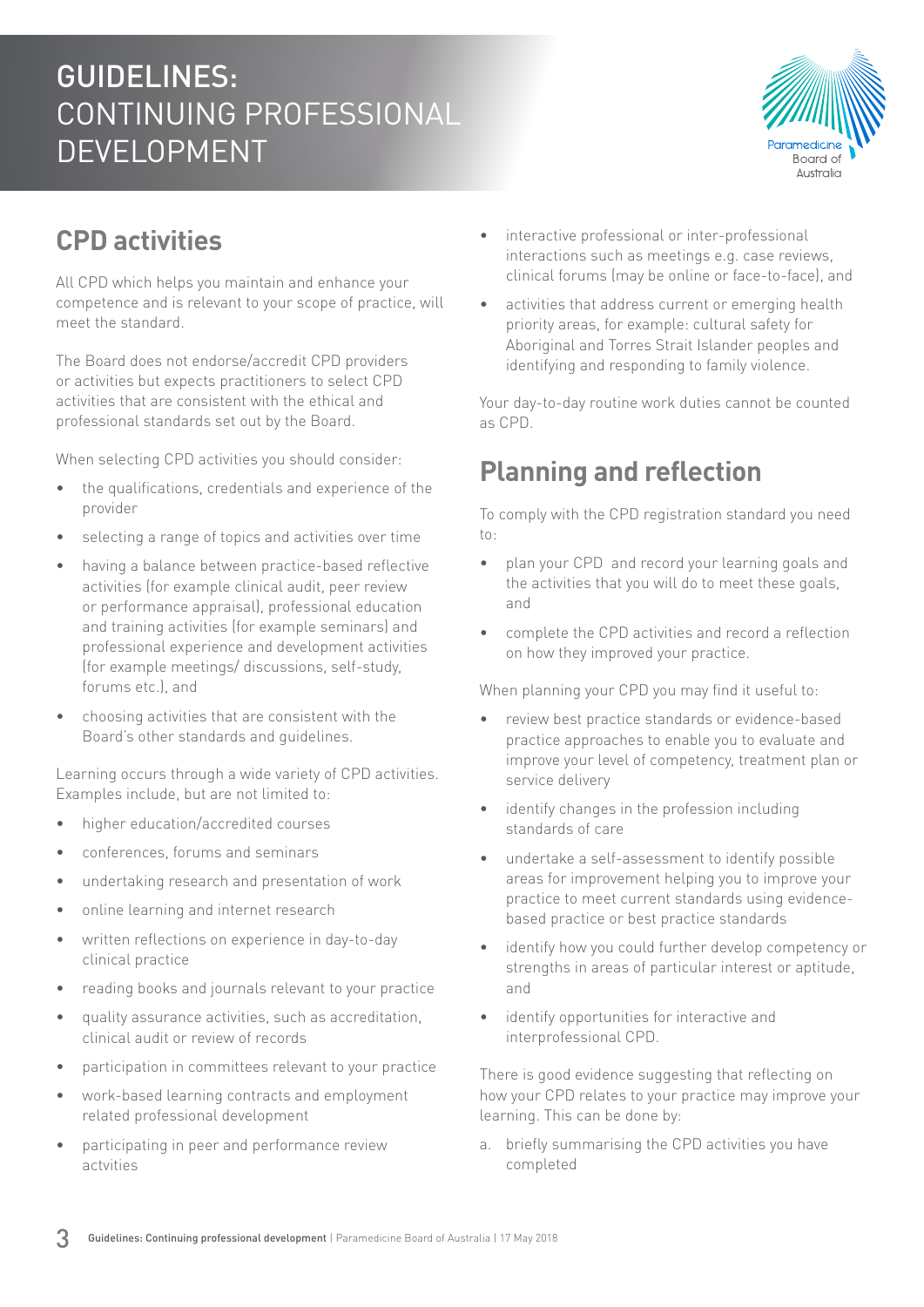## CPD activities

All CPD which helps you maintain and enhance your competence and is relevant to your scope of practice, will meet the standard.

The Board does not endorse/accredit CPD providers or activities but expects practitioners to select CPD activities that are consistent with the ethical and professional standards set out by the Board.

When selecting CPD activities you should consider:

- the qualifications, credentials and experience of the provider
- selecting a range of topics and activities over time
- having a balance between practice-based reflective activities (for example clinical audit, peer review or performance appraisal), professional education and training activities (for example seminars) and professional experience and development activities (for example meetings/ discussions, self-study, forums etc.), and
- choosing activities that are consistent with the Board's other standards and guidelines.

Learning occurs through a wide variety of CPD activities. Examples include, but are not limited to:

- higher education/accredited courses
- conferences, forums and seminars
- undertaking research and presentation of work
- online learning and internet research
- written reflections on experience in day-to-day clinical practice
- reading books and journals relevant to your practice
- quality assurance activities, such as accreditation, clinical audit or review of records
- participation in committees relevant to your practice
- work-based learning contracts and employment related professional development
- participating in peer and performance review actvities
- interactive professional or inter-professional interactions such as meetings e.g. case reviews, clinical forums (may be online or face-to-face), and
- activities that address current or emerging health priority areas, for example: cultural safety for Aboriginal and Torres Strait Islander peoples and identifying and responding to family violence.

Your day-to-day routine work duties cannot be counted as CPD.

## Planning and reflection

To comply with the CPD registration standard you need to:

- plan your CPD and record your learning goals and the activities that you will do to meet these goals, and
- complete the CPD activities and record a reflection on how they improved your practice.

When planning your CPD you may find it useful to:

- review best practice standards or evidence-based practice approaches to enable you to evaluate and improve your level of competency, treatment plan or service delivery
- identify changes in the profession including standards of care
- undertake a self-assessment to identify possible areas for improvement helping you to improve your practice to meet current standards using evidence-based practice or best practice standards
- identify how you could further develop competency or strengths in areas of particular interest or aptitude, and
- identify opportunities for interactive and interprofessional CPD.

There is good evidence suggesting that reflecting on how your CPD relates to your practice may improve your learning. This can be done by:

a. briefly summarising the CPD activities you have completed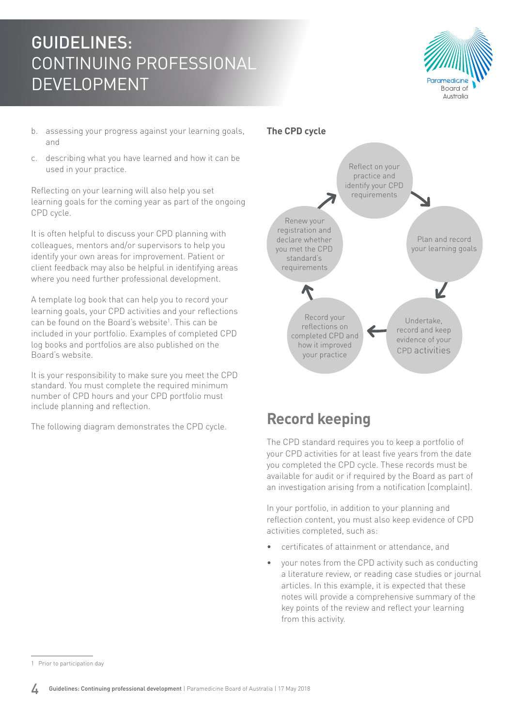b. assessing your progress against your learning goals, and

c. describing what you have learned and how it can be used in your practice.

Reflecting on your learning will also help you set learning goals for the coming year as part of the ongoing CPD cycle.

It is often helpful to discuss your CPD planning with colleagues, mentors and/or supervisors to help you identify your own areas for improvement. Patient or client feedback may also be helpful in identifying areas where you need further professional development.

A template log book that can help you to record your learning goals, your CPD activities and your reflections can be found on the Board's website[1]. This can be included in your portfolio. Examples of completed CPD log books and portfolios are also published on the Board's website.

It is your responsibility to make sure you meet the CPD standard. You must complete the required minimum number of CPD hours and your CPD portfolio must include planning and reflection.

The following diagram demonstrates the CPD cycle.

**The CPD cycle**

Reflect on your practice and identify your CPD requirements → Plan and record your learning goals → Undertake, record and keep evidence of your CPD activities → Record your reflections on completed CPD and how it improved your practice → Renew your registration and declare whether you met the CPD standard's requirements → Reflect on your practice and identify your CPD requirements

## Record keeping

The CPD standard requires you to keep a portfolio of your CPD activities for at least five years from the date you completed the CPD cycle. These records must be available for audit or if required by the Board as part of an investigation arising from a notification (complaint).

In your portfolio, in addition to your planning and reflection content, you must also keep evidence of CPD activities completed, such as:

- certificates of attainment or attendance, and
- your notes from the CPD activity such as conducting a literature review, or reading case studies or journal articles. In this example, it is expected that these notes will provide a comprehensive summary of the key points of the review and reflect your learning from this activity.

[1] Prior to participation day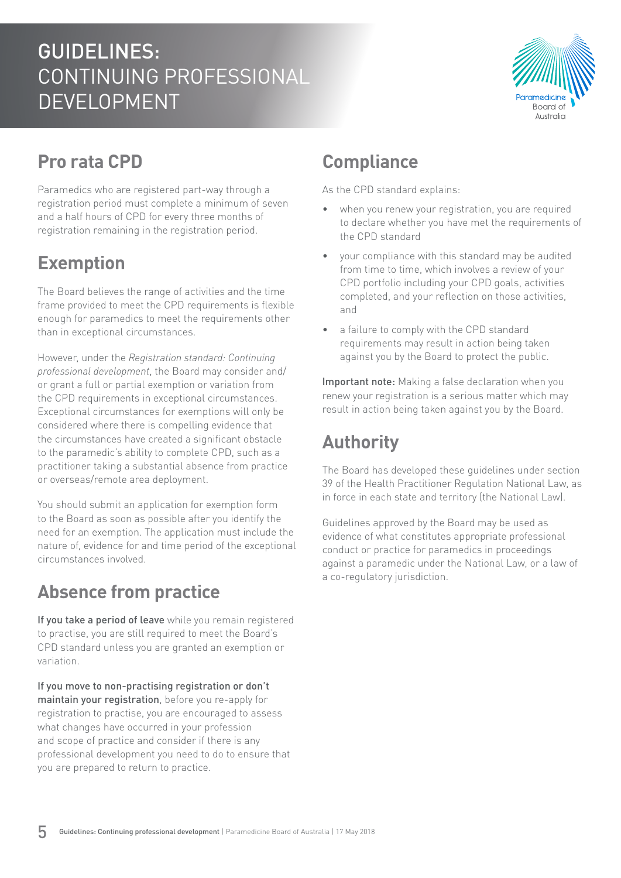## Pro rata CPD

Paramedics who are registered part-way through a registration period must complete a minimum of seven and a half hours of CPD for every three months of registration remaining in the registration period.

## Exemption

The Board believes the range of activities and the time frame provided to meet the CPD requirements is flexible enough for paramedics to meet the requirements other than in exceptional circumstances.

However, under the *Registration standard: Continuing professional development*, the Board may consider and/or grant a full or partial exemption or variation from the CPD requirements in exceptional circumstances. Exceptional circumstances for exemptions will only be considered where there is compelling evidence that the circumstances have created a significant obstacle to the paramedic's ability to complete CPD, such as a practitioner taking a substantial absence from practice or overseas/remote area deployment.

You should submit an application for exemption form to the Board as soon as possible after you identify the need for an exemption. The application must include the nature of, evidence for and time period of the exceptional circumstances involved.

## Absence from practice

**If you take a period of leave** while you remain registered to practise, you are still required to meet the Board's CPD standard unless you are granted an exemption or variation.

**If you move to non-practising registration or don't maintain your registration**, before you re-apply for registration to practise, you are encouraged to assess what changes have occurred in your profession and scope of practice and consider if there is any professional development you need to do to ensure that you are prepared to return to practice.

## Compliance

As the CPD standard explains:

- when you renew your registration, you are required to declare whether you have met the requirements of the CPD standard
- your compliance with this standard may be audited from time to time, which involves a review of your CPD portfolio including your CPD goals, activities completed, and your reflection on those activities, and
- a failure to comply with the CPD standard requirements may result in action being taken against you by the Board to protect the public.

**Important note:** Making a false declaration when you renew your registration is a serious matter which may result in action being taken against you by the Board.

## Authority

The Board has developed these guidelines under section 39 of the Health Practitioner Regulation National Law, as in force in each state and territory (the National Law).

Guidelines approved by the Board may be used as evidence of what constitutes appropriate professional conduct or practice for paramedics in proceedings against a paramedic under the National Law, or a law of a co-regulatory jurisdiction.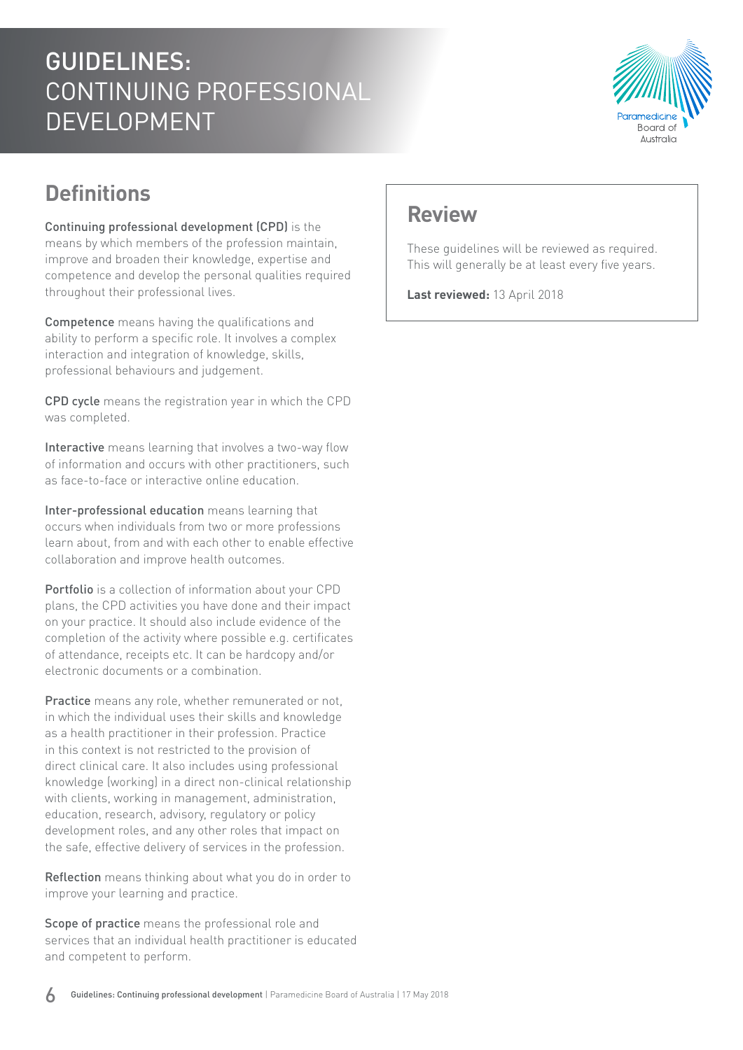# GUIDELINES: CONTINUING PROFESSIONAL DEVELOPMENT

## Definitions

**Continuing professional development (CPD)** is the means by which members of the profession maintain, improve and broaden their knowledge, expertise and competence and develop the personal qualities required throughout their professional lives.

**Competence** means having the qualifications and ability to perform a specific role. It involves a complex interaction and integration of knowledge, skills, professional behaviours and judgement.

**CPD cycle** means the registration year in which the CPD was completed.

**Interactive** means learning that involves a two-way flow of information and occurs with other practitioners, such as face-to-face or interactive online education.

**Inter-professional education** means learning that occurs when individuals from two or more professions learn about, from and with each other to enable effective collaboration and improve health outcomes.

**Portfolio** is a collection of information about your CPD plans, the CPD activities you have done and their impact on your practice. It should also include evidence of the completion of the activity where possible e.g. certificates of attendance, receipts etc. It can be hardcopy and/or electronic documents or a combination.

**Practice** means any role, whether remunerated or not, in which the individual uses their skills and knowledge as a health practitioner in their profession. Practice in this context is not restricted to the provision of direct clinical care. It also includes using professional knowledge (working) in a direct non-clinical relationship with clients, working in management, administration, education, research, advisory, regulatory or policy development roles, and any other roles that impact on the safe, effective delivery of services in the profession.

**Reflection** means thinking about what you do in order to improve your learning and practice.

**Scope of practice** means the professional role and services that an individual health practitioner is educated and competent to perform.

## Review

These guidelines will be reviewed as required. This will generally be at least every five years.

**Last reviewed:** 13 April 2018